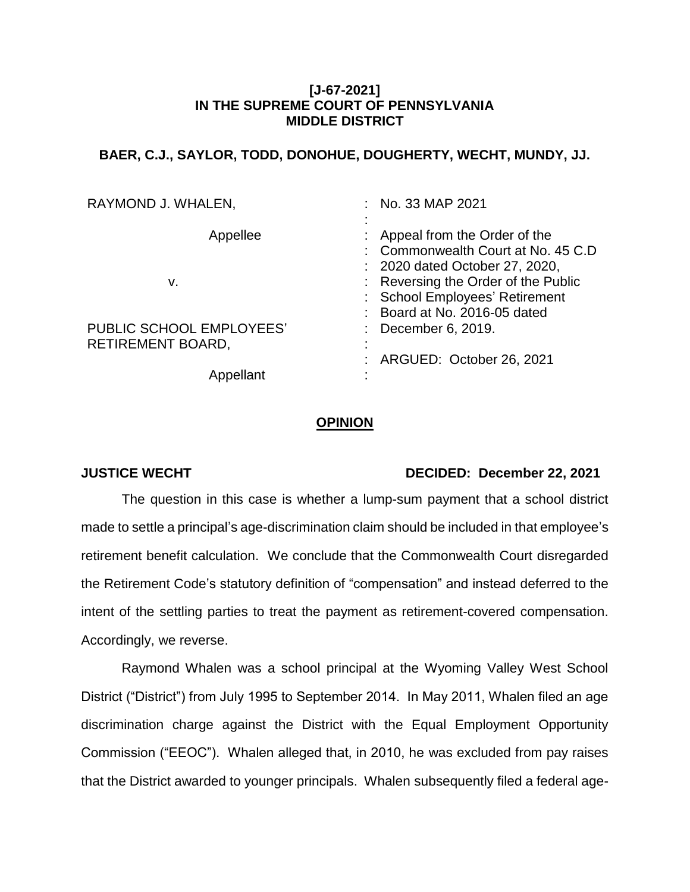**[J-67-2021]**
**IN THE SUPREME COURT OF PENNSYLVANIA**
**MIDDLE DISTRICT**

**BAER, C.J., SAYLOR, TODD, DONOHUE, DOUGHERTY, WECHT, MUNDY, JJ.**

| | |
|---|---|
| RAYMOND J. WHALEN, | : No. 33 MAP 2021 |
| Appellee | : Appeal from the Order of the Commonwealth Court at No. 45 C.D 2020 dated October 27, 2020, Reversing the Order of the Public School Employees' Retirement Board at No. 2016-05 dated December 6, 2019. |
| v. | |
| PUBLIC SCHOOL EMPLOYEES' RETIREMENT BOARD, | : ARGUED: October 26, 2021 |
| Appellant | |

## OPINION

**JUSTICE WECHT** **DECIDED: December 22, 2021**

The question in this case is whether a lump-sum payment that a school district made to settle a principal's age-discrimination claim should be included in that employee's retirement benefit calculation. We conclude that the Commonwealth Court disregarded the Retirement Code's statutory definition of "compensation" and instead deferred to the intent of the settling parties to treat the payment as retirement-covered compensation. Accordingly, we reverse.

Raymond Whalen was a school principal at the Wyoming Valley West School District ("District") from July 1995 to September 2014. In May 2011, Whalen filed an age discrimination charge against the District with the Equal Employment Opportunity Commission ("EEOC"). Whalen alleged that, in 2010, he was excluded from pay raises that the District awarded to younger principals. Whalen subsequently filed a federal age-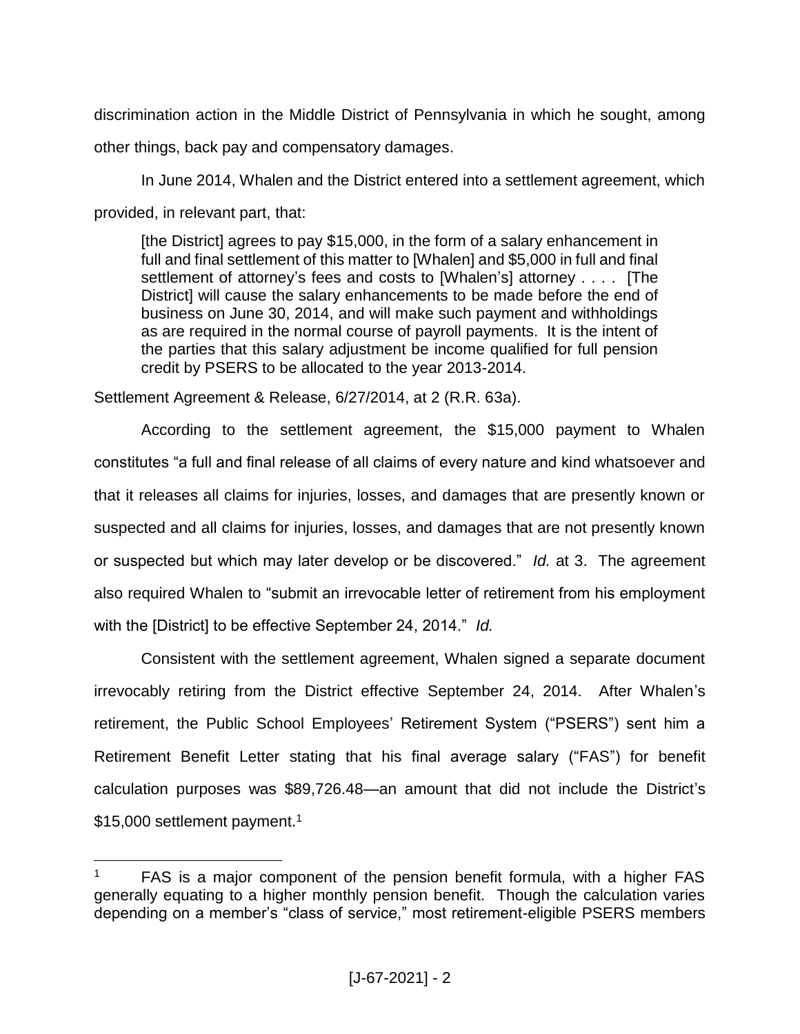discrimination action in the Middle District of Pennsylvania in which he sought, among other things, back pay and compensatory damages.

In June 2014, Whalen and the District entered into a settlement agreement, which provided, in relevant part, that:

> [the District] agrees to pay $15,000, in the form of a salary enhancement in full and final settlement of this matter to [Whalen] and $5,000 in full and final settlement of attorney's fees and costs to [Whalen's] attorney . . . . [The District] will cause the salary enhancements to be made before the end of business on June 30, 2014, and will make such payment and withholdings as are required in the normal course of payroll payments. It is the intent of the parties that this salary adjustment be income qualified for full pension credit by PSERS to be allocated to the year 2013-2014.

Settlement Agreement & Release, 6/27/2014, at 2 (R.R. 63a).

According to the settlement agreement, the $15,000 payment to Whalen constitutes "a full and final release of all claims of every nature and kind whatsoever and that it releases all claims for injuries, losses, and damages that are presently known or suspected and all claims for injuries, losses, and damages that are not presently known or suspected but which may later develop or be discovered." *Id.* at 3. The agreement also required Whalen to "submit an irrevocable letter of retirement from his employment with the [District] to be effective September 24, 2014." *Id.*

Consistent with the settlement agreement, Whalen signed a separate document irrevocably retiring from the District effective September 24, 2014. After Whalen's retirement, the Public School Employees' Retirement System ("PSERS") sent him a Retirement Benefit Letter stating that his final average salary ("FAS") for benefit calculation purposes was $89,726.48—an amount that did not include the District's $15,000 settlement payment.[1]

---

[1] FAS is a major component of the pension benefit formula, with a higher FAS generally equating to a higher monthly pension benefit. Though the calculation varies depending on a member's "class of service," most retirement-eligible PSERS members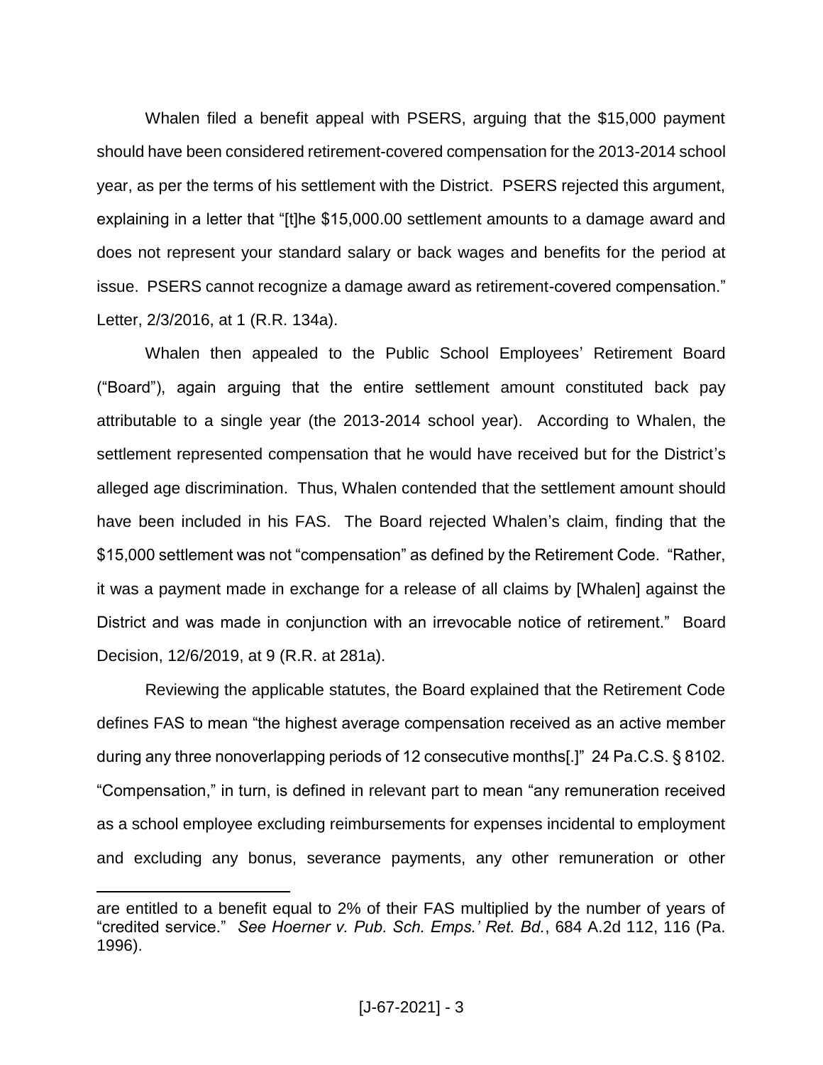Whalen filed a benefit appeal with PSERS, arguing that the $15,000 payment should have been considered retirement-covered compensation for the 2013-2014 school year, as per the terms of his settlement with the District. PSERS rejected this argument, explaining in a letter that "[t]he $15,000.00 settlement amounts to a damage award and does not represent your standard salary or back wages and benefits for the period at issue. PSERS cannot recognize a damage award as retirement-covered compensation." Letter, 2/3/2016, at 1 (R.R. 134a).

Whalen then appealed to the Public School Employees' Retirement Board ("Board"), again arguing that the entire settlement amount constituted back pay attributable to a single year (the 2013-2014 school year). According to Whalen, the settlement represented compensation that he would have received but for the District's alleged age discrimination. Thus, Whalen contended that the settlement amount should have been included in his FAS. The Board rejected Whalen's claim, finding that the $15,000 settlement was not "compensation" as defined by the Retirement Code. "Rather, it was a payment made in exchange for a release of all claims by [Whalen] against the District and was made in conjunction with an irrevocable notice of retirement." Board Decision, 12/6/2019, at 9 (R.R. at 281a).

Reviewing the applicable statutes, the Board explained that the Retirement Code defines FAS to mean "the highest average compensation received as an active member during any three nonoverlapping periods of 12 consecutive months[.]" 24 Pa.C.S. § 8102. "Compensation," in turn, is defined in relevant part to mean "any remuneration received as a school employee excluding reimbursements for expenses incidental to employment and excluding any bonus, severance payments, any other remuneration or other

---

are entitled to a benefit equal to 2% of their FAS multiplied by the number of years of "credited service." *See Hoerner v. Pub. Sch. Emps.' Ret. Bd.*, 684 A.2d 112, 116 (Pa. 1996).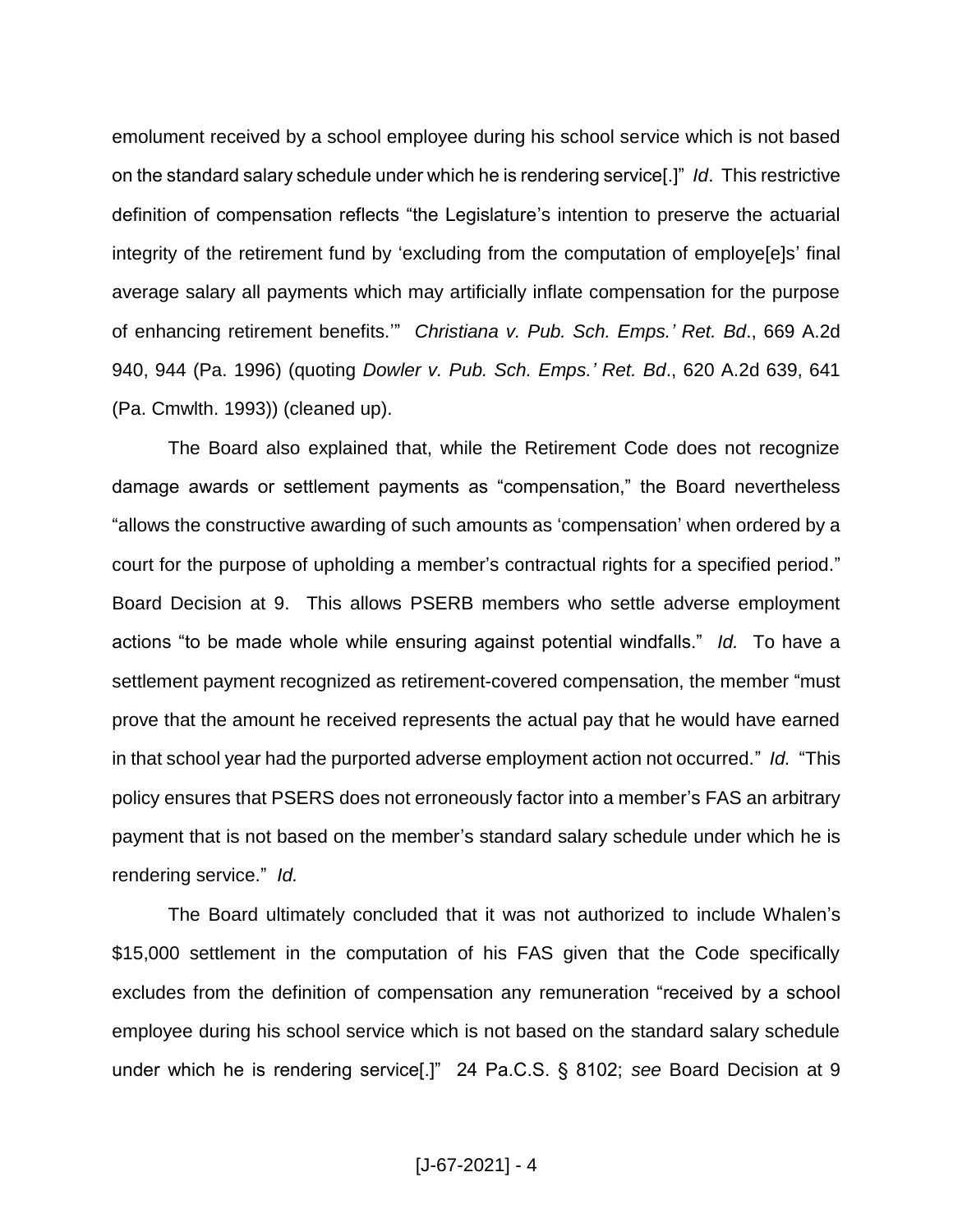emolument received by a school employee during his school service which is not based on the standard salary schedule under which he is rendering service[.]" *Id*. This restrictive definition of compensation reflects "the Legislature's intention to preserve the actuarial integrity of the retirement fund by 'excluding from the computation of employe[e]s' final average salary all payments which may artificially inflate compensation for the purpose of enhancing retirement benefits.'" *Christiana v. Pub. Sch. Emps.' Ret. Bd*., 669 A.2d 940, 944 (Pa. 1996) (quoting *Dowler v. Pub. Sch. Emps.' Ret. Bd*., 620 A.2d 639, 641 (Pa. Cmwlth. 1993)) (cleaned up).

The Board also explained that, while the Retirement Code does not recognize damage awards or settlement payments as "compensation," the Board nevertheless "allows the constructive awarding of such amounts as 'compensation' when ordered by a court for the purpose of upholding a member's contractual rights for a specified period." Board Decision at 9. This allows PSERB members who settle adverse employment actions "to be made whole while ensuring against potential windfalls." *Id.* To have a settlement payment recognized as retirement-covered compensation, the member "must prove that the amount he received represents the actual pay that he would have earned in that school year had the purported adverse employment action not occurred." *Id.* "This policy ensures that PSERS does not erroneously factor into a member's FAS an arbitrary payment that is not based on the member's standard salary schedule under which he is rendering service." *Id.*

The Board ultimately concluded that it was not authorized to include Whalen's $15,000 settlement in the computation of his FAS given that the Code specifically excludes from the definition of compensation any remuneration "received by a school employee during his school service which is not based on the standard salary schedule under which he is rendering service[.]" 24 Pa.C.S. § 8102; *see* Board Decision at 9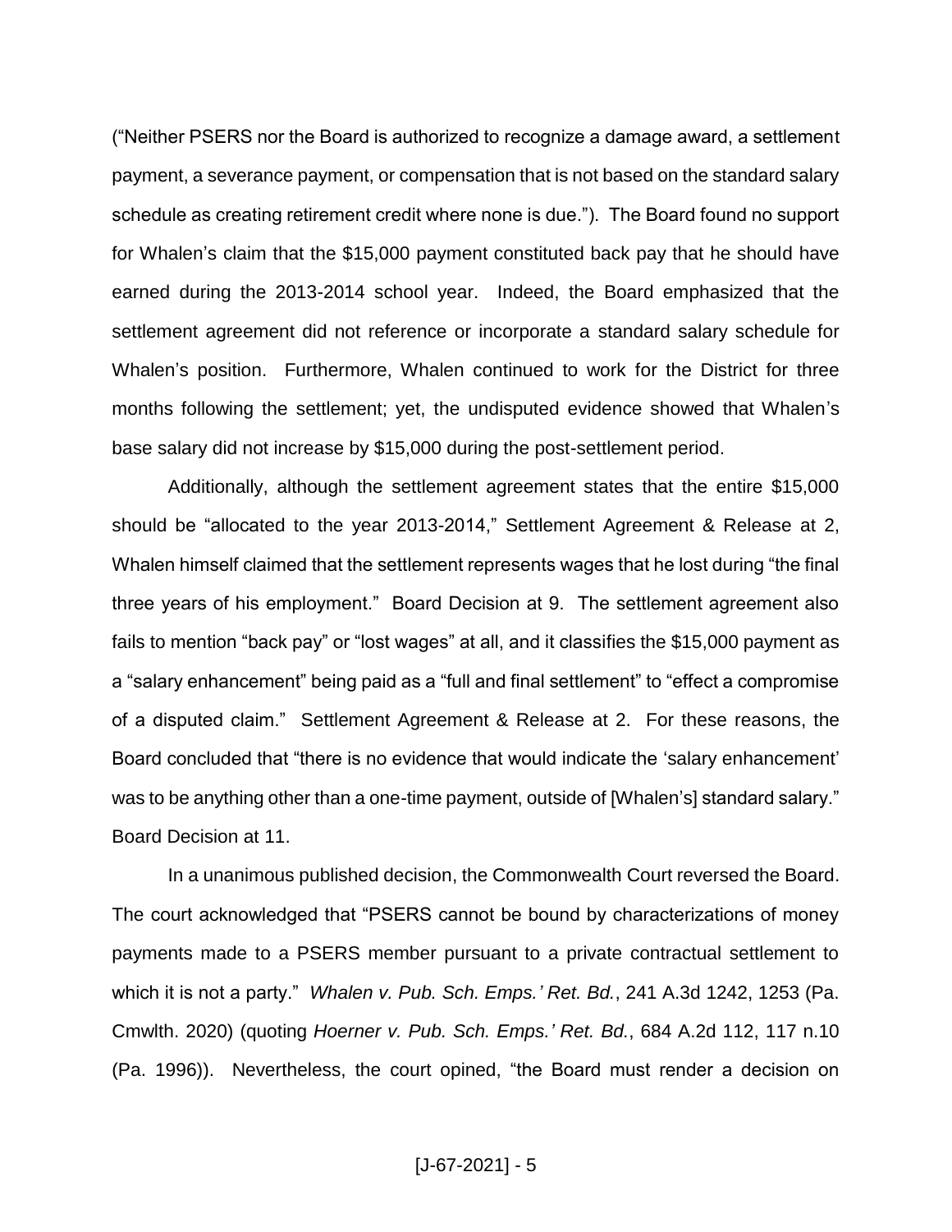("Neither PSERS nor the Board is authorized to recognize a damage award, a settlement payment, a severance payment, or compensation that is not based on the standard salary schedule as creating retirement credit where none is due."). The Board found no support for Whalen's claim that the $15,000 payment constituted back pay that he should have earned during the 2013-2014 school year. Indeed, the Board emphasized that the settlement agreement did not reference or incorporate a standard salary schedule for Whalen's position. Furthermore, Whalen continued to work for the District for three months following the settlement; yet, the undisputed evidence showed that Whalen's base salary did not increase by $15,000 during the post-settlement period.

Additionally, although the settlement agreement states that the entire $15,000 should be "allocated to the year 2013-2014," Settlement Agreement & Release at 2, Whalen himself claimed that the settlement represents wages that he lost during "the final three years of his employment." Board Decision at 9. The settlement agreement also fails to mention "back pay" or "lost wages" at all, and it classifies the $15,000 payment as a "salary enhancement" being paid as a "full and final settlement" to "effect a compromise of a disputed claim." Settlement Agreement & Release at 2. For these reasons, the Board concluded that "there is no evidence that would indicate the 'salary enhancement' was to be anything other than a one-time payment, outside of [Whalen's] standard salary." Board Decision at 11.

In a unanimous published decision, the Commonwealth Court reversed the Board. The court acknowledged that "PSERS cannot be bound by characterizations of money payments made to a PSERS member pursuant to a private contractual settlement to which it is not a party." *Whalen v. Pub. Sch. Emps.' Ret. Bd.*, 241 A.3d 1242, 1253 (Pa. Cmwlth. 2020) (quoting *Hoerner v. Pub. Sch. Emps.' Ret. Bd.*, 684 A.2d 112, 117 n.10 (Pa. 1996)). Nevertheless, the court opined, "the Board must render a decision on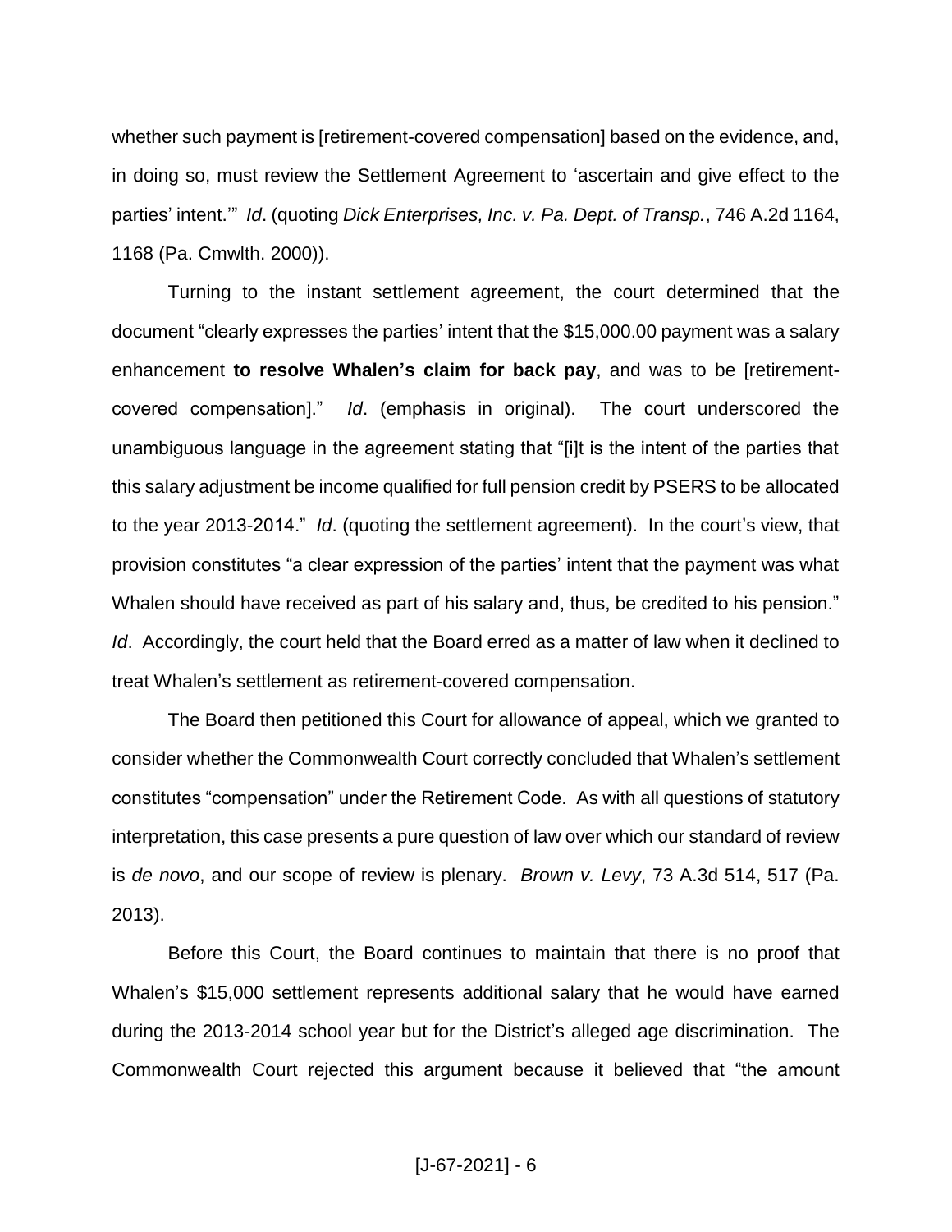whether such payment is [retirement-covered compensation] based on the evidence, and, in doing so, must review the Settlement Agreement to 'ascertain and give effect to the parties' intent.'" *Id*. (quoting *Dick Enterprises, Inc. v. Pa. Dept. of Transp.*, 746 A.2d 1164, 1168 (Pa. Cmwlth. 2000)).

Turning to the instant settlement agreement, the court determined that the document "clearly expresses the parties' intent that the $15,000.00 payment was a salary enhancement **to resolve Whalen's claim for back pay**, and was to be [retirement-covered compensation]." *Id*. (emphasis in original). The court underscored the unambiguous language in the agreement stating that "[i]t is the intent of the parties that this salary adjustment be income qualified for full pension credit by PSERS to be allocated to the year 2013-2014." *Id*. (quoting the settlement agreement). In the court's view, that provision constitutes "a clear expression of the parties' intent that the payment was what Whalen should have received as part of his salary and, thus, be credited to his pension." *Id*. Accordingly, the court held that the Board erred as a matter of law when it declined to treat Whalen's settlement as retirement-covered compensation.

The Board then petitioned this Court for allowance of appeal, which we granted to consider whether the Commonwealth Court correctly concluded that Whalen's settlement constitutes "compensation" under the Retirement Code. As with all questions of statutory interpretation, this case presents a pure question of law over which our standard of review is *de novo*, and our scope of review is plenary. *Brown v. Levy*, 73 A.3d 514, 517 (Pa. 2013).

Before this Court, the Board continues to maintain that there is no proof that Whalen's $15,000 settlement represents additional salary that he would have earned during the 2013-2014 school year but for the District's alleged age discrimination. The Commonwealth Court rejected this argument because it believed that "the amount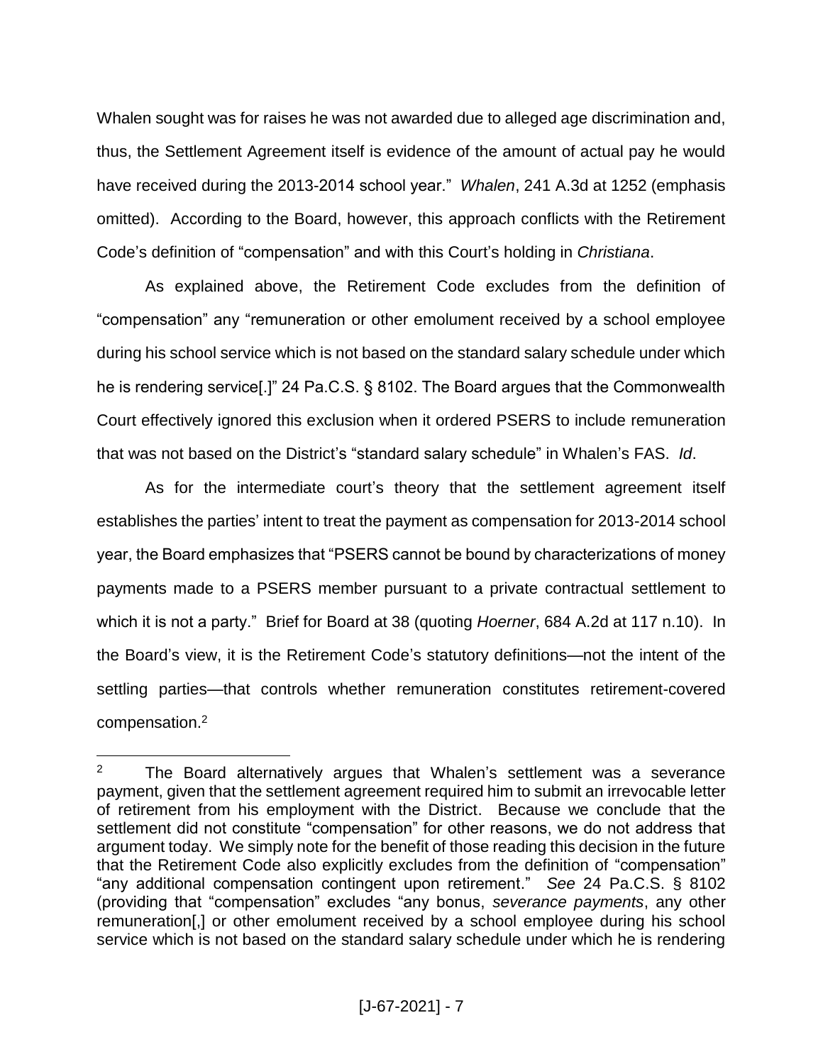Whalen sought was for raises he was not awarded due to alleged age discrimination and, thus, the Settlement Agreement itself is evidence of the amount of actual pay he would have received during the 2013-2014 school year." *Whalen*, 241 A.3d at 1252 (emphasis omitted). According to the Board, however, this approach conflicts with the Retirement Code's definition of "compensation" and with this Court's holding in *Christiana*.

As explained above, the Retirement Code excludes from the definition of "compensation" any "remuneration or other emolument received by a school employee during his school service which is not based on the standard salary schedule under which he is rendering service[.]" 24 Pa.C.S. § 8102. The Board argues that the Commonwealth Court effectively ignored this exclusion when it ordered PSERS to include remuneration that was not based on the District's "standard salary schedule" in Whalen's FAS. *Id*.

As for the intermediate court's theory that the settlement agreement itself establishes the parties' intent to treat the payment as compensation for 2013-2014 school year, the Board emphasizes that "PSERS cannot be bound by characterizations of money payments made to a PSERS member pursuant to a private contractual settlement to which it is not a party." Brief for Board at 38 (quoting *Hoerner*, 684 A.2d at 117 n.10). In the Board's view, it is the Retirement Code's statutory definitions—not the intent of the settling parties—that controls whether remuneration constitutes retirement-covered compensation.[2]

---

[2] The Board alternatively argues that Whalen's settlement was a severance payment, given that the settlement agreement required him to submit an irrevocable letter of retirement from his employment with the District. Because we conclude that the settlement did not constitute "compensation" for other reasons, we do not address that argument today. We simply note for the benefit of those reading this decision in the future that the Retirement Code also explicitly excludes from the definition of "compensation" "any additional compensation contingent upon retirement." *See* 24 Pa.C.S. § 8102 (providing that "compensation" excludes "any bonus, *severance payments*, any other remuneration[,] or other emolument received by a school employee during his school service which is not based on the standard salary schedule under which he is rendering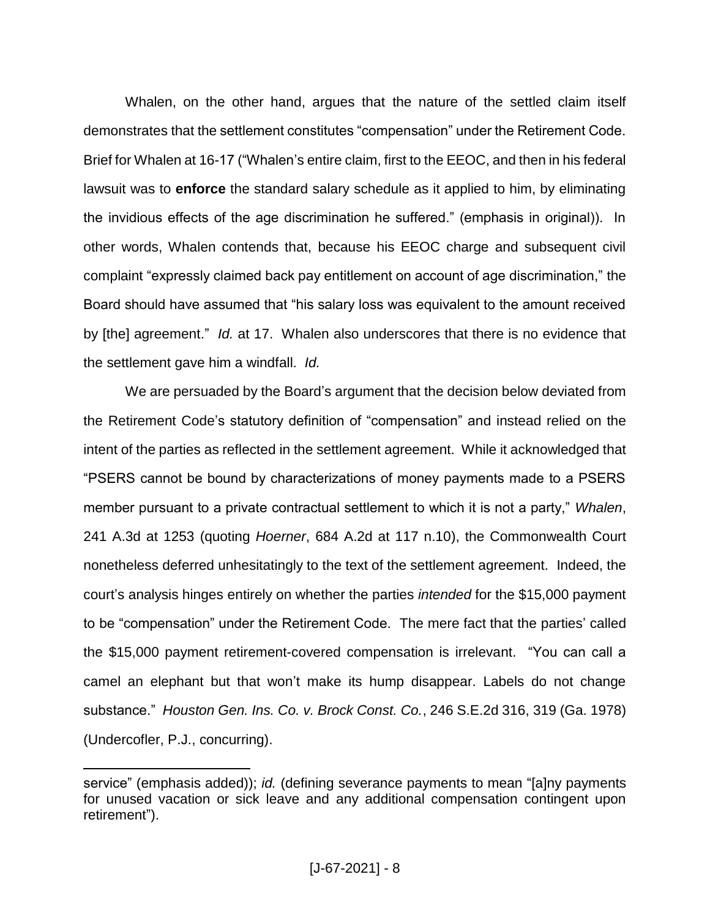Whalen, on the other hand, argues that the nature of the settled claim itself demonstrates that the settlement constitutes "compensation" under the Retirement Code. Brief for Whalen at 16-17 ("Whalen's entire claim, first to the EEOC, and then in his federal lawsuit was to **enforce** the standard salary schedule as it applied to him, by eliminating the invidious effects of the age discrimination he suffered." (emphasis in original)). In other words, Whalen contends that, because his EEOC charge and subsequent civil complaint "expressly claimed back pay entitlement on account of age discrimination," the Board should have assumed that "his salary loss was equivalent to the amount received by [the] agreement." *Id.* at 17. Whalen also underscores that there is no evidence that the settlement gave him a windfall. *Id.*

We are persuaded by the Board's argument that the decision below deviated from the Retirement Code's statutory definition of "compensation" and instead relied on the intent of the parties as reflected in the settlement agreement. While it acknowledged that "PSERS cannot be bound by characterizations of money payments made to a PSERS member pursuant to a private contractual settlement to which it is not a party," *Whalen*, 241 A.3d at 1253 (quoting *Hoerner*, 684 A.2d at 117 n.10), the Commonwealth Court nonetheless deferred unhesitatingly to the text of the settlement agreement. Indeed, the court's analysis hinges entirely on whether the parties *intended* for the $15,000 payment to be "compensation" under the Retirement Code. The mere fact that the parties' called the $15,000 payment retirement-covered compensation is irrelevant. "You can call a camel an elephant but that won't make its hump disappear. Labels do not change substance." *Houston Gen. Ins. Co. v. Brock Const. Co.*, 246 S.E.2d 316, 319 (Ga. 1978) (Undercofler, P.J., concurring).

---

service" (emphasis added)); *id.* (defining severance payments to mean "[a]ny payments for unused vacation or sick leave and any additional compensation contingent upon retirement").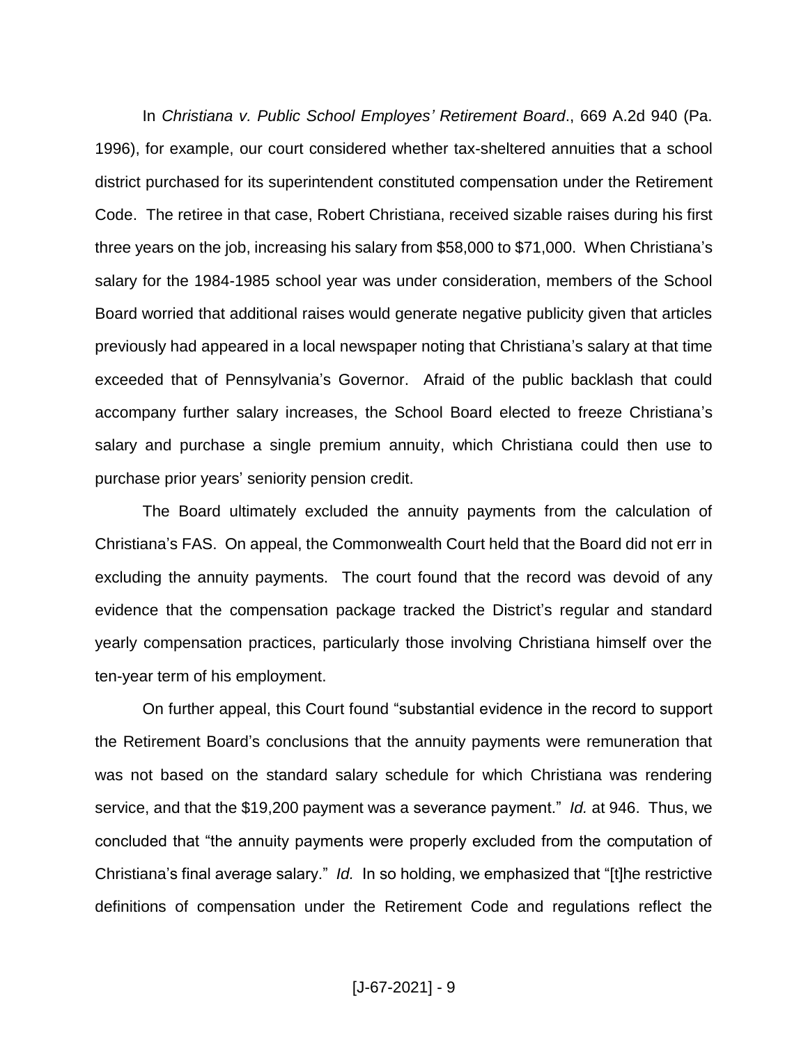In *Christiana v. Public School Employes' Retirement Board*., 669 A.2d 940 (Pa. 1996), for example, our court considered whether tax-sheltered annuities that a school district purchased for its superintendent constituted compensation under the Retirement Code. The retiree in that case, Robert Christiana, received sizable raises during his first three years on the job, increasing his salary from $58,000 to $71,000. When Christiana's salary for the 1984-1985 school year was under consideration, members of the School Board worried that additional raises would generate negative publicity given that articles previously had appeared in a local newspaper noting that Christiana's salary at that time exceeded that of Pennsylvania's Governor. Afraid of the public backlash that could accompany further salary increases, the School Board elected to freeze Christiana's salary and purchase a single premium annuity, which Christiana could then use to purchase prior years' seniority pension credit.

The Board ultimately excluded the annuity payments from the calculation of Christiana's FAS. On appeal, the Commonwealth Court held that the Board did not err in excluding the annuity payments. The court found that the record was devoid of any evidence that the compensation package tracked the District's regular and standard yearly compensation practices, particularly those involving Christiana himself over the ten-year term of his employment.

On further appeal, this Court found "substantial evidence in the record to support the Retirement Board's conclusions that the annuity payments were remuneration that was not based on the standard salary schedule for which Christiana was rendering service, and that the $19,200 payment was a severance payment." *Id.* at 946. Thus, we concluded that "the annuity payments were properly excluded from the computation of Christiana's final average salary." *Id.* In so holding, we emphasized that "[t]he restrictive definitions of compensation under the Retirement Code and regulations reflect the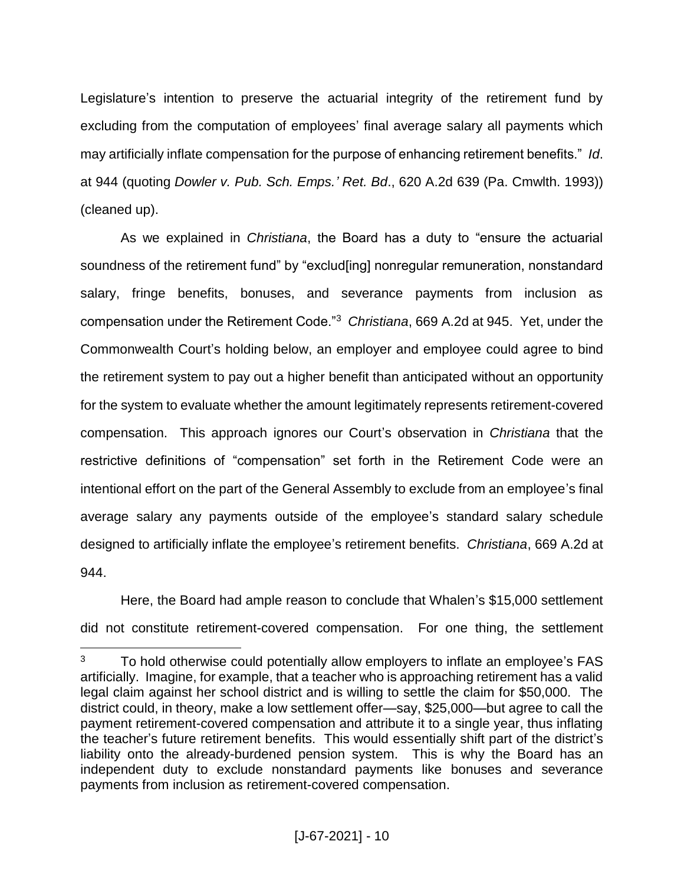Legislature's intention to preserve the actuarial integrity of the retirement fund by excluding from the computation of employees' final average salary all payments which may artificially inflate compensation for the purpose of enhancing retirement benefits." *Id*. at 944 (quoting *Dowler v. Pub. Sch. Emps.' Ret. Bd*., 620 A.2d 639 (Pa. Cmwlth. 1993)) (cleaned up).

As we explained in *Christiana*, the Board has a duty to "ensure the actuarial soundness of the retirement fund" by "exclud[ing] nonregular remuneration, nonstandard salary, fringe benefits, bonuses, and severance payments from inclusion as compensation under the Retirement Code."[3] *Christiana*, 669 A.2d at 945. Yet, under the Commonwealth Court's holding below, an employer and employee could agree to bind the retirement system to pay out a higher benefit than anticipated without an opportunity for the system to evaluate whether the amount legitimately represents retirement-covered compensation. This approach ignores our Court's observation in *Christiana* that the restrictive definitions of "compensation" set forth in the Retirement Code were an intentional effort on the part of the General Assembly to exclude from an employee's final average salary any payments outside of the employee's standard salary schedule designed to artificially inflate the employee's retirement benefits. *Christiana*, 669 A.2d at 944.

Here, the Board had ample reason to conclude that Whalen's $15,000 settlement did not constitute retirement-covered compensation. For one thing, the settlement

---

[3] To hold otherwise could potentially allow employers to inflate an employee's FAS artificially. Imagine, for example, that a teacher who is approaching retirement has a valid legal claim against her school district and is willing to settle the claim for $50,000. The district could, in theory, make a low settlement offer—say, $25,000—but agree to call the payment retirement-covered compensation and attribute it to a single year, thus inflating the teacher's future retirement benefits. This would essentially shift part of the district's liability onto the already-burdened pension system. This is why the Board has an independent duty to exclude nonstandard payments like bonuses and severance payments from inclusion as retirement-covered compensation.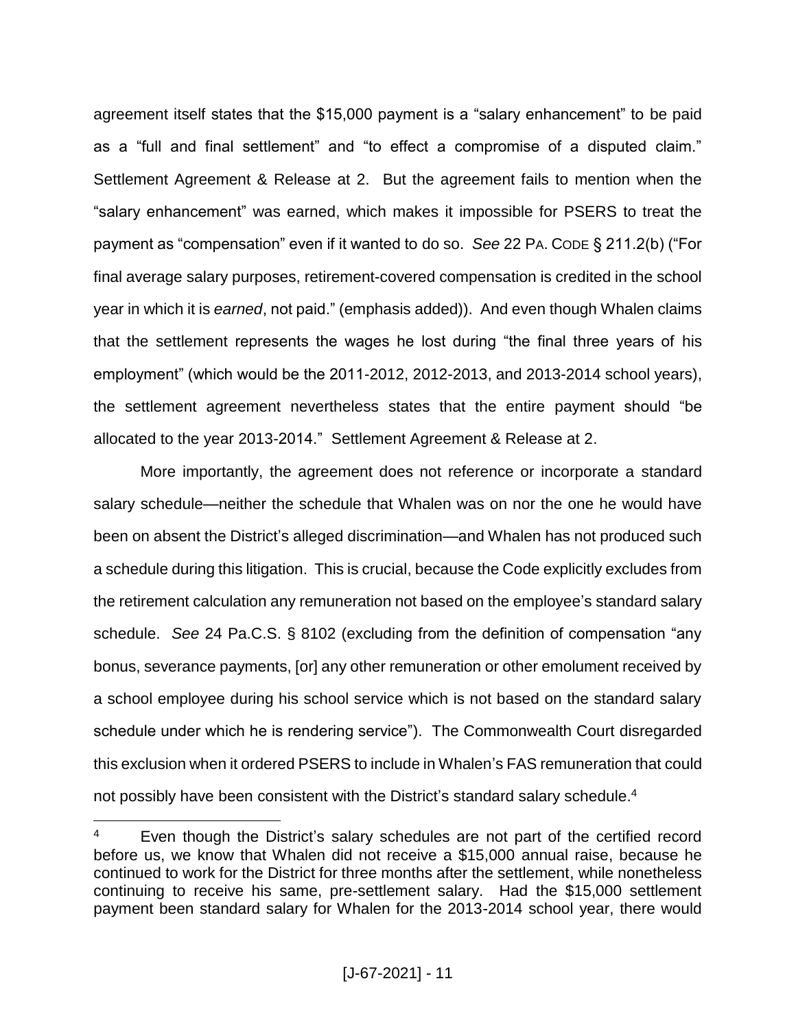agreement itself states that the $15,000 payment is a "salary enhancement" to be paid as a "full and final settlement" and "to effect a compromise of a disputed claim." Settlement Agreement & Release at 2. But the agreement fails to mention when the "salary enhancement" was earned, which makes it impossible for PSERS to treat the payment as "compensation" even if it wanted to do so. *See* 22 PA. CODE § 211.2(b) ("For final average salary purposes, retirement-covered compensation is credited in the school year in which it is *earned*, not paid." (emphasis added)). And even though Whalen claims that the settlement represents the wages he lost during "the final three years of his employment" (which would be the 2011-2012, 2012-2013, and 2013-2014 school years), the settlement agreement nevertheless states that the entire payment should "be allocated to the year 2013-2014." Settlement Agreement & Release at 2.

More importantly, the agreement does not reference or incorporate a standard salary schedule—neither the schedule that Whalen was on nor the one he would have been on absent the District's alleged discrimination—and Whalen has not produced such a schedule during this litigation. This is crucial, because the Code explicitly excludes from the retirement calculation any remuneration not based on the employee's standard salary schedule. *See* 24 Pa.C.S. § 8102 (excluding from the definition of compensation "any bonus, severance payments, [or] any other remuneration or other emolument received by a school employee during his school service which is not based on the standard salary schedule under which he is rendering service"). The Commonwealth Court disregarded this exclusion when it ordered PSERS to include in Whalen's FAS remuneration that could not possibly have been consistent with the District's standard salary schedule.[4]

---

[4] Even though the District's salary schedules are not part of the certified record before us, we know that Whalen did not receive a $15,000 annual raise, because he continued to work for the District for three months after the settlement, while nonetheless continuing to receive his same, pre-settlement salary. Had the $15,000 settlement payment been standard salary for Whalen for the 2013-2014 school year, there would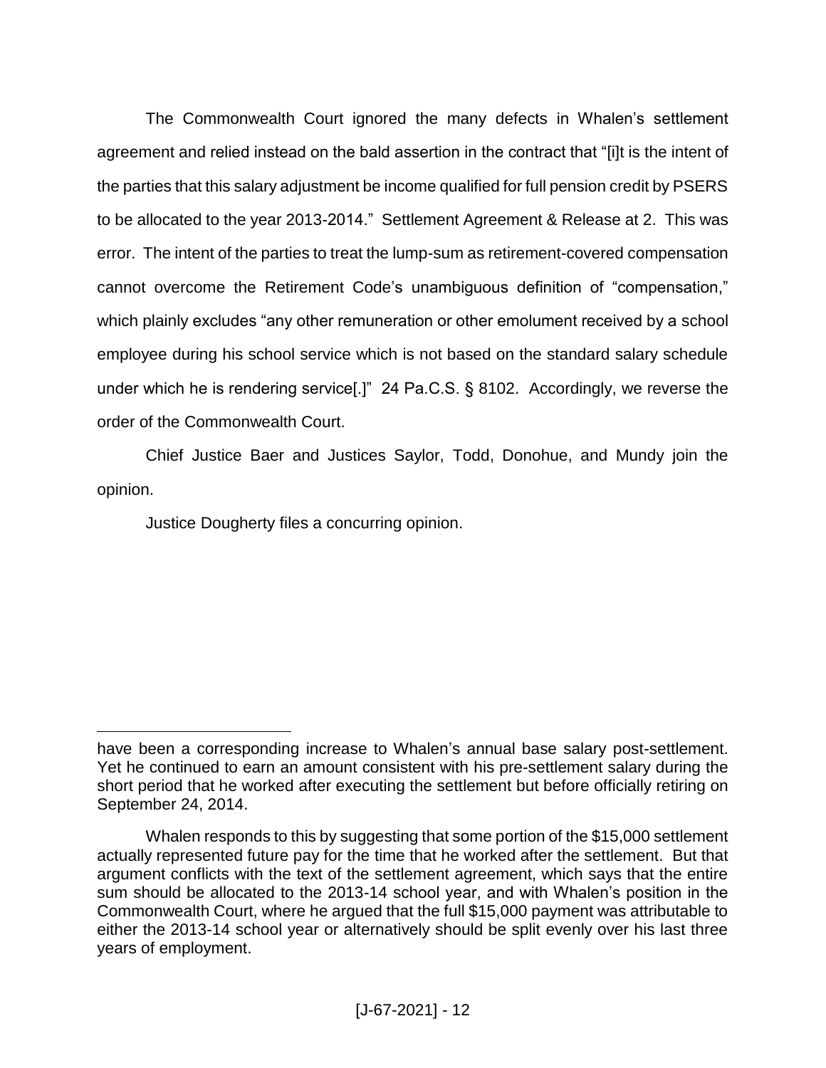The Commonwealth Court ignored the many defects in Whalen's settlement agreement and relied instead on the bald assertion in the contract that "[i]t is the intent of the parties that this salary adjustment be income qualified for full pension credit by PSERS to be allocated to the year 2013-2014." Settlement Agreement & Release at 2. This was error. The intent of the parties to treat the lump-sum as retirement-covered compensation cannot overcome the Retirement Code's unambiguous definition of "compensation," which plainly excludes "any other remuneration or other emolument received by a school employee during his school service which is not based on the standard salary schedule under which he is rendering service[.]" 24 Pa.C.S. § 8102. Accordingly, we reverse the order of the Commonwealth Court.

Chief Justice Baer and Justices Saylor, Todd, Donohue, and Mundy join the opinion.

Justice Dougherty files a concurring opinion.

---

have been a corresponding increase to Whalen's annual base salary post-settlement. Yet he continued to earn an amount consistent with his pre-settlement salary during the short period that he worked after executing the settlement but before officially retiring on September 24, 2014.

Whalen responds to this by suggesting that some portion of the $15,000 settlement actually represented future pay for the time that he worked after the settlement. But that argument conflicts with the text of the settlement agreement, which says that the entire sum should be allocated to the 2013-14 school year, and with Whalen's position in the Commonwealth Court, where he argued that the full $15,000 payment was attributable to either the 2013-14 school year or alternatively should be split evenly over his last three years of employment.